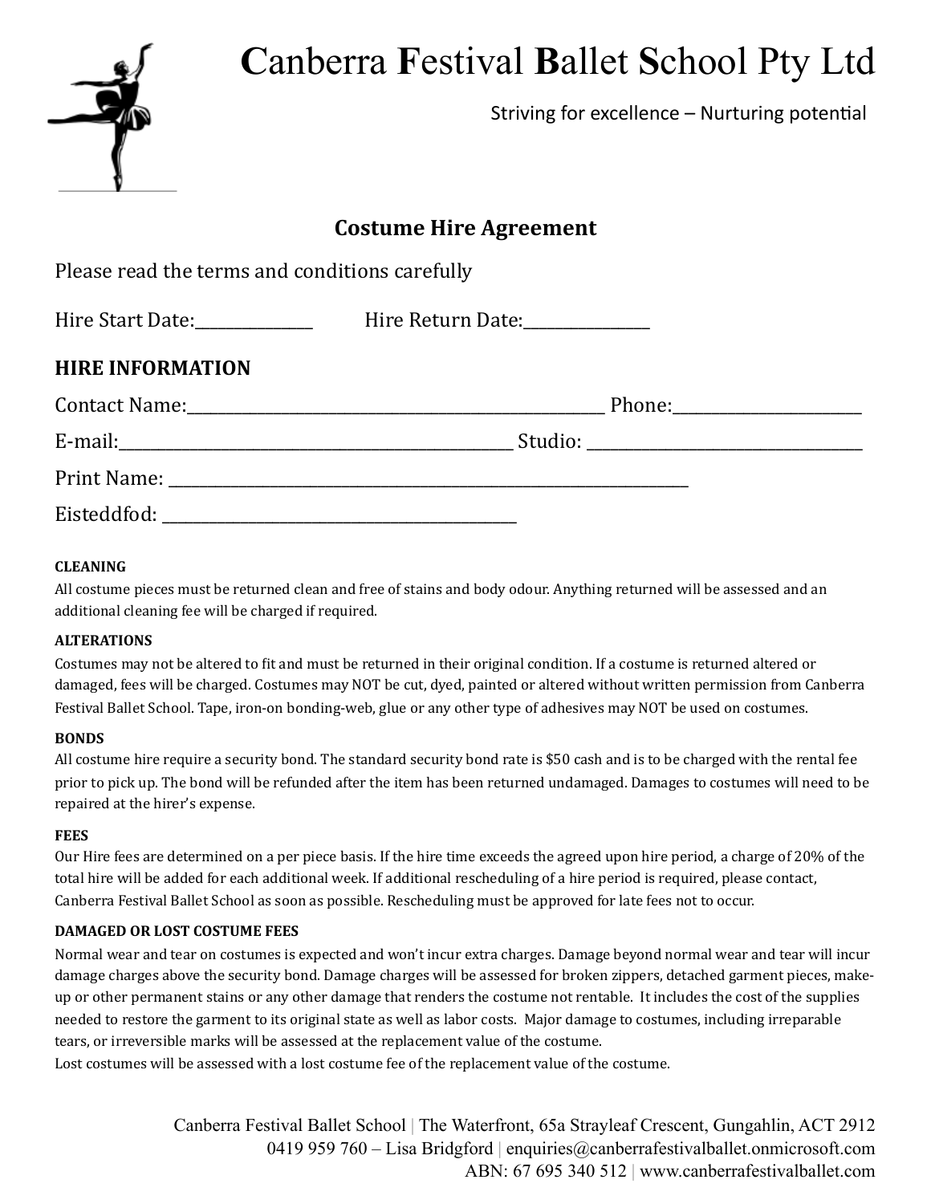# Canberra Festival Ballet School Pty Ltd

Striving for excellence – Nurturing potential

## Costume Hire Agreement

Please read the terms and conditions carefully

Hire Start Date:_______________ Hire Return Date:________________

### HIRE INFORMATION

Contact Name:_____________________________________________________ Phone:_______________________

E-mail:_________________________________________________ Studio: __________________________________

Print Name: __________________________________________________________________

Eisteddfod: _____________________________________________

**CLEANING**

All costume pieces must be returned clean and free of stains and body odour. Anything returned will be assessed and an additional cleaning fee will be charged if required.

**ALTERATIONS**

Costumes may not be altered to fit and must be returned in their original condition. If a costume is returned altered or damaged, fees will be charged. Costumes may NOT be cut, dyed, painted or altered without written permission from Canberra Festival Ballet School. Tape, iron-on bonding-web, glue or any other type of adhesives may NOT be used on costumes.

**BONDS**

All costume hire require a security bond. The standard security bond rate is $50 cash and is to be charged with the rental fee prior to pick up. The bond will be refunded after the item has been returned undamaged. Damages to costumes will need to be repaired at the hirer's expense.

**FEES**

Our Hire fees are determined on a per piece basis. If the hire time exceeds the agreed upon hire period, a charge of 20% of the total hire will be added for each additional week. If additional rescheduling of a hire period is required, please contact, Canberra Festival Ballet School as soon as possible. Rescheduling must be approved for late fees not to occur.

**DAMAGED OR LOST COSTUME FEES**

Normal wear and tear on costumes is expected and won't incur extra charges. Damage beyond normal wear and tear will incur damage charges above the security bond. Damage charges will be assessed for broken zippers, detached garment pieces, make-up or other permanent stains or any other damage that renders the costume not rentable. It includes the cost of the supplies needed to restore the garment to its original state as well as labor costs. Major damage to costumes, including irreparable tears, or irreversible marks will be assessed at the replacement value of the costume.

Lost costumes will be assessed with a lost costume fee of the replacement value of the costume.

Canberra Festival Ballet School | The Waterfront, 65a Strayleaf Crescent, Gungahlin, ACT 2912
0419 959 760 – Lisa Bridgford | enquiries@canberrafestivalballet.onmicrosoft.com
ABN: 67 695 340 512 | www.canberrafestivalballet.com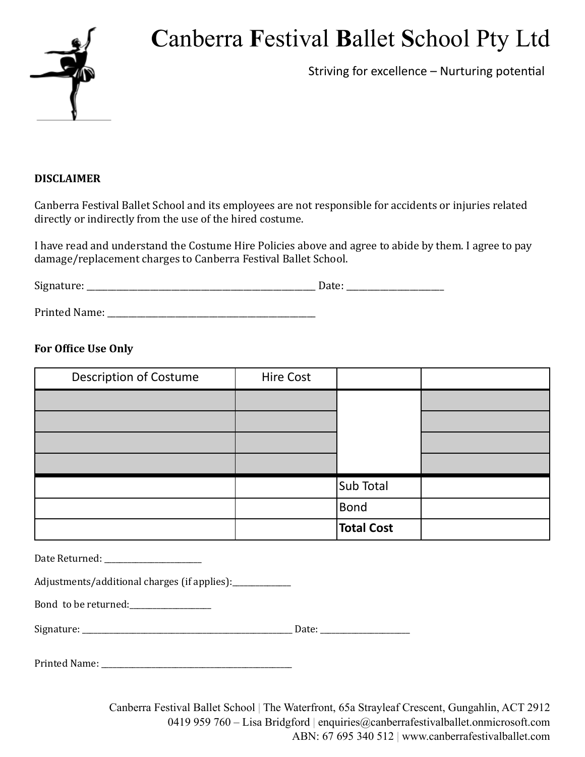# Canberra Festival Ballet School Pty Ltd

Striving for excellence – Nurturing potential

**DISCLAIMER**

Canberra Festival Ballet School and its employees are not responsible for accidents or injuries related directly or indirectly from the use of the hired costume.

I have read and understand the Costume Hire Policies above and agree to abide by them. I agree to pay damage/replacement charges to Canberra Festival Ballet School.

Signature: ______________________________ Date: ______________

Printed Name: ______________________________

**For Office Use Only**

| Description of Costume | Hire Cost | | |
|---|---|---|---|
| | | | |
| | | | |
| | | | |
| | | | |
| | | Sub Total | |
| | | Bond | |
| | | **Total Cost** | |

Date Returned: ______________

Adjustments/additional charges (if applies):__________

Bond to be returned:____________

Signature: ______________________________ Date: ______________

Printed Name: ______________________________

Canberra Festival Ballet School | The Waterfront, 65a Strayleaf Crescent, Gungahlin, ACT 2912
0419 959 760 – Lisa Bridgford | enquiries@canberrafestivalballet.onmicrosoft.com
ABN: 67 695 340 512 | www.canberrafestivalballet.com